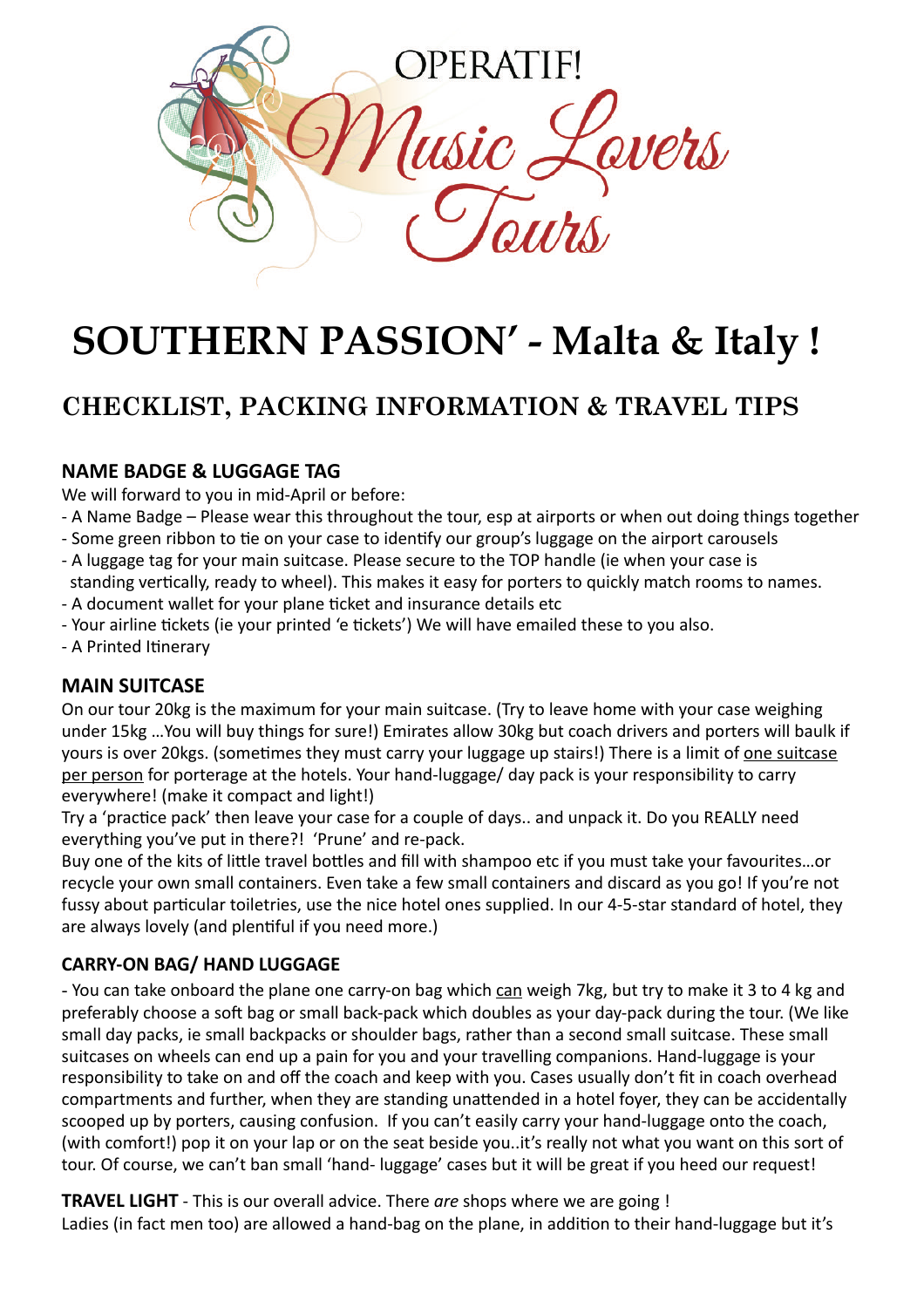OPERATIF! Music Lovers Tours

# SOUTHERN PASSION' - Malta & Italy !

## CHECKLIST, PACKING INFORMATION & TRAVEL TIPS

### NAME BADGE & LUGGAGE TAG

We will forward to you in mid-April or before:

- A Name Badge – Please wear this throughout the tour, esp at airports or when out doing things together
- Some green ribbon to tie on your case to identify our group's luggage on the airport carousels
- A luggage tag for your main suitcase. Please secure to the TOP handle (ie when your case is standing vertically, ready to wheel). This makes it easy for porters to quickly match rooms to names.
- A document wallet for your plane ticket and insurance details etc
- Your airline tickets (ie your printed 'e tickets') We will have emailed these to you also.
- A Printed Itinerary

### MAIN SUITCASE

On our tour 20kg is the maximum for your main suitcase. (Try to leave home with your case weighing under 15kg …You will buy things for sure!) Emirates allow 30kg but coach drivers and porters will baulk if yours is over 20kgs. (sometimes they must carry your luggage up stairs!) There is a limit of one suitcase per person for porterage at the hotels. Your hand-luggage/ day pack is your responsibility to carry everywhere! (make it compact and light!)

Try a 'practice pack' then leave your case for a couple of days.. and unpack it. Do you REALLY need everything you've put in there?! 'Prune' and re-pack.

Buy one of the kits of little travel bottles and fill with shampoo etc if you must take your favourites…or recycle your own small containers. Even take a few small containers and discard as you go! If you're not fussy about particular toiletries, use the nice hotel ones supplied. In our 4-5-star standard of hotel, they are always lovely (and plentiful if you need more.)

### CARRY-ON BAG/ HAND LUGGAGE

- You can take onboard the plane one carry-on bag which can weigh 7kg, but try to make it 3 to 4 kg and preferably choose a soft bag or small back-pack which doubles as your day-pack during the tour. (We like small day packs, ie small backpacks or shoulder bags, rather than a second small suitcase. These small suitcases on wheels can end up a pain for you and your travelling companions. Hand-luggage is your responsibility to take on and off the coach and keep with you. Cases usually don't fit in coach overhead compartments and further, when they are standing unattended in a hotel foyer, they can be accidentally scooped up by porters, causing confusion. If you can't easily carry your hand-luggage onto the coach, (with comfort!) pop it on your lap or on the seat beside you..it's really not what you want on this sort of tour. Of course, we can't ban small 'hand- luggage' cases but it will be great if you heed our request!

**TRAVEL LIGHT** - This is our overall advice. There *are* shops where we are going !
Ladies (in fact men too) are allowed a hand-bag on the plane, in addition to their hand-luggage but it's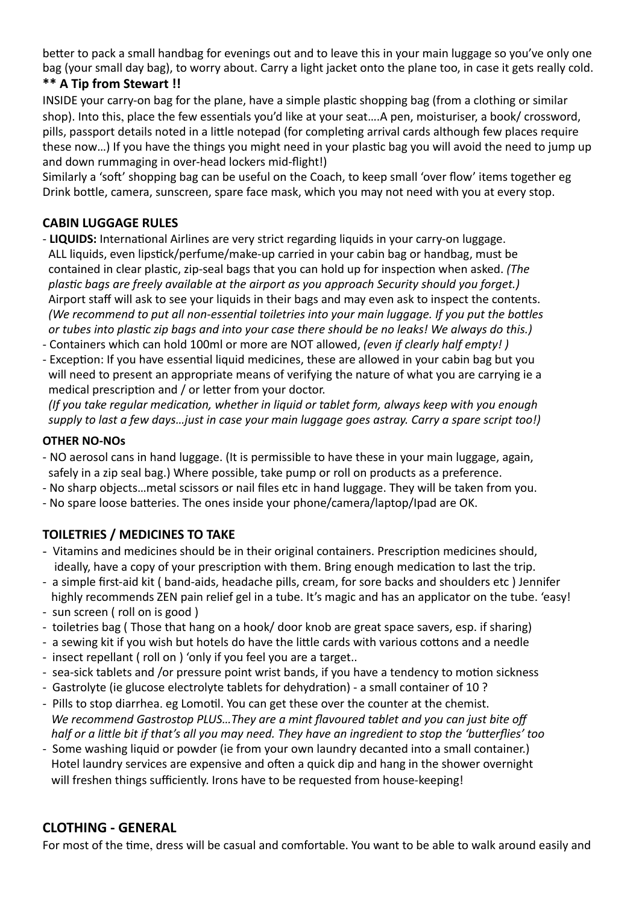better to pack a small handbag for evenings out and to leave this in your main luggage so you've only one bag (your small day bag), to worry about. Carry a light jacket onto the plane too, in case it gets really cold.

**** A Tip from Stewart !!**

INSIDE your carry-on bag for the plane, have a simple plastic shopping bag (from a clothing or similar shop). Into this, place the few essentials you'd like at your seat….A pen, moisturiser, a book/ crossword, pills, passport details noted in a little notepad (for completing arrival cards although few places require these now…) If you have the things you might need in your plastic bag you will avoid the need to jump up and down rummaging in over-head lockers mid-flight!)

Similarly a 'soft' shopping bag can be useful on the Coach, to keep small 'over flow' items together eg Drink bottle, camera, sunscreen, spare face mask, which you may not need with you at every stop.

## CABIN LUGGAGE RULES

- **LIQUIDS:** International Airlines are very strict regarding liquids in your carry-on luggage. ALL liquids, even lipstick/perfume/make-up carried in your cabin bag or handbag, must be contained in clear plastic, zip-seal bags that you can hold up for inspection when asked. *(The plastic bags are freely available at the airport as you approach Security should you forget.)* Airport staff will ask to see your liquids in their bags and may even ask to inspect the contents. *(We recommend to put all non-essential toiletries into your main luggage. If you put the bottles or tubes into plastic zip bags and into your case there should be no leaks! We always do this.)*
- Containers which can hold 100ml or more are NOT allowed, *(even if clearly half empty! )*
- Exception: If you have essential liquid medicines, these are allowed in your cabin bag but you will need to present an appropriate means of verifying the nature of what you are carrying ie a medical prescription and / or letter from your doctor.
  *(If you take regular medication, whether in liquid or tablet form, always keep with you enough supply to last a few days…just in case your main luggage goes astray. Carry a spare script too!)*

### OTHER NO-NOs

- NO aerosol cans in hand luggage. (It is permissible to have these in your main luggage, again, safely in a zip seal bag.) Where possible, take pump or roll on products as a preference.
- No sharp objects…metal scissors or nail files etc in hand luggage. They will be taken from you.
- No spare loose batteries. The ones inside your phone/camera/laptop/Ipad are OK.

## TOILETRIES / MEDICINES TO TAKE

- Vitamins and medicines should be in their original containers. Prescription medicines should, ideally, have a copy of your prescription with them. Bring enough medication to last the trip.
- a simple first-aid kit ( band-aids, headache pills, cream, for sore backs and shoulders etc ) Jennifer highly recommends ZEN pain relief gel in a tube. It's magic and has an applicator on the tube. 'easy!
- sun screen ( roll on is good )
- toiletries bag ( Those that hang on a hook/ door knob are great space savers, esp. if sharing)
- a sewing kit if you wish but hotels do have the little cards with various cottons and a needle
- insect repellant ( roll on ) 'only if you feel you are a target..
- sea-sick tablets and /or pressure point wrist bands, if you have a tendency to motion sickness
- Gastrolyte (ie glucose electrolyte tablets for dehydration) - a small container of 10 ?
- Pills to stop diarrhea. eg Lomotil. You can get these over the counter at the chemist.
  *We recommend Gastrostop PLUS…They are a mint flavoured tablet and you can just bite off half or a little bit if that's all you may need. They have an ingredient to stop the 'butterflies' too*
- Some washing liquid or powder (ie from your own laundry decanted into a small container.) Hotel laundry services are expensive and often a quick dip and hang in the shower overnight will freshen things sufficiently. Irons have to be requested from house-keeping!

## CLOTHING - GENERAL

For most of the time, dress will be casual and comfortable. You want to be able to walk around easily and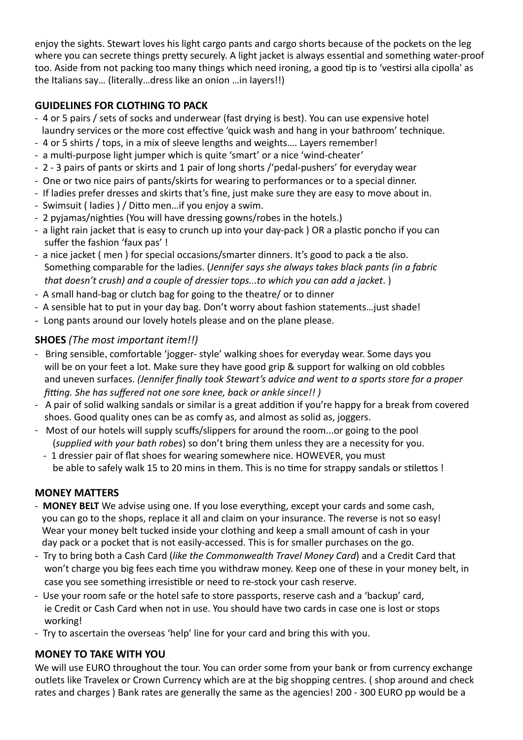enjoy the sights. Stewart loves his light cargo pants and cargo shorts because of the pockets on the leg where you can secrete things pretty securely. A light jacket is always essential and something water-proof too. Aside from not packing too many things which need ironing, a good tip is to 'vestirsi alla cipolla' as the Italians say… (literally…dress like an onion …in layers!!)

## GUIDELINES FOR CLOTHING TO PACK

- 4 or 5 pairs / sets of socks and underwear (fast drying is best). You can use expensive hotel laundry services or the more cost effective 'quick wash and hang in your bathroom' technique.
- 4 or 5 shirts / tops, in a mix of sleeve lengths and weights…. Layers remember!
- a multi-purpose light jumper which is quite 'smart' or a nice 'wind-cheater'
- 2 - 3 pairs of pants or skirts and 1 pair of long shorts /'pedal-pushers' for everyday wear
- One or two nice pairs of pants/skirts for wearing to performances or to a special dinner.
- If ladies prefer dresses and skirts that's fine, just make sure they are easy to move about in.
- Swimsuit ( ladies ) / Ditto men…if you enjoy a swim.
- 2 pyjamas/nighties (You will have dressing gowns/robes in the hotels.)
- a light rain jacket that is easy to crunch up into your day-pack ) OR a plastic poncho if you can suffer the fashion 'faux pas' !
- a nice jacket ( men ) for special occasions/smarter dinners. It's good to pack a tie also. Something comparable for the ladies. (*Jennifer says she always takes black pants (in a fabric that doesn't crush) and a couple of dressier tops...to which you can add a jacket*. )
- A small hand-bag or clutch bag for going to the theatre/ or to dinner
- A sensible hat to put in your day bag. Don't worry about fashion statements…just shade!
- Long pants around our lovely hotels please and on the plane please.

## SHOES *(The most important item!!)*

- Bring sensible, comfortable 'jogger- style' walking shoes for everyday wear. Some days you will be on your feet a lot. Make sure they have good grip & support for walking on old cobbles and uneven surfaces. *(Jennifer finally took Stewart's advice and went to a sports store for a proper fitting. She has suffered not one sore knee, back or ankle since!! )*
- A pair of solid walking sandals or similar is a great addition if you're happy for a break from covered shoes. Good quality ones can be as comfy as, and almost as solid as, joggers.
- Most of our hotels will supply scuffs/slippers for around the room...or going to the pool (*supplied with your bath robes*) so don't bring them unless they are a necessity for you.
- 1 dressier pair of flat shoes for wearing somewhere nice. HOWEVER, you must be able to safely walk 15 to 20 mins in them. This is no time for strappy sandals or stilettos !

## MONEY MATTERS

- **MONEY BELT** We advise using one. If you lose everything, except your cards and some cash, you can go to the shops, replace it all and claim on your insurance. The reverse is not so easy! Wear your money belt tucked inside your clothing and keep a small amount of cash in your day pack or a pocket that is not easily-accessed. This is for smaller purchases on the go.
- Try to bring both a Cash Card (*like the Commonwealth Travel Money Card*) and a Credit Card that won't charge you big fees each time you withdraw money. Keep one of these in your money belt, in case you see something irresistible or need to re-stock your cash reserve.
- Use your room safe or the hotel safe to store passports, reserve cash and a 'backup' card, ie Credit or Cash Card when not in use. You should have two cards in case one is lost or stops working!
- Try to ascertain the overseas 'help' line for your card and bring this with you.

## MONEY TO TAKE WITH YOU

We will use EURO throughout the tour. You can order some from your bank or from currency exchange outlets like Travelex or Crown Currency which are at the big shopping centres. ( shop around and check rates and charges ) Bank rates are generally the same as the agencies! 200 - 300 EURO pp would be a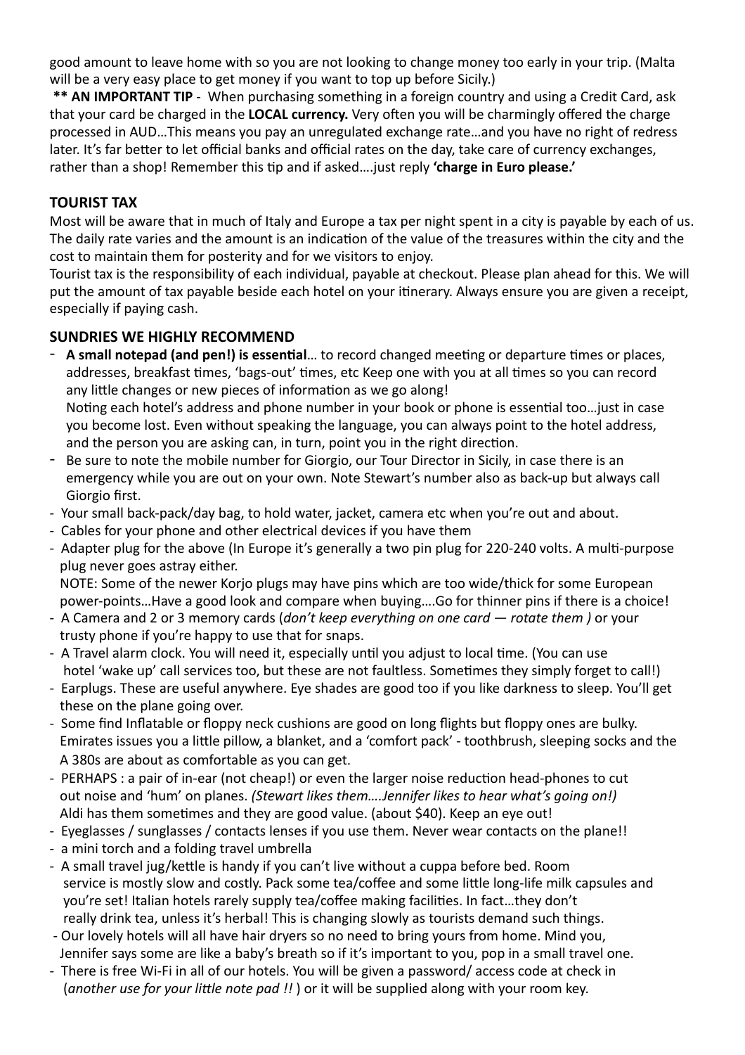good amount to leave home with so you are not looking to change money too early in your trip. (Malta will be a very easy place to get money if you want to top up before Sicily.)

**\*\* AN IMPORTANT TIP** - When purchasing something in a foreign country and using a Credit Card, ask that your card be charged in the **LOCAL currency.** Very often you will be charmingly offered the charge processed in AUD…This means you pay an unregulated exchange rate…and you have no right of redress later. It's far better to let official banks and official rates on the day, take care of currency exchanges, rather than a shop! Remember this tip and if asked….just reply **'charge in Euro please.'**

## TOURIST TAX

Most will be aware that in much of Italy and Europe a tax per night spent in a city is payable by each of us. The daily rate varies and the amount is an indication of the value of the treasures within the city and the cost to maintain them for posterity and for we visitors to enjoy.

Tourist tax is the responsibility of each individual, payable at checkout. Please plan ahead for this. We will put the amount of tax payable beside each hotel on your itinerary. Always ensure you are given a receipt, especially if paying cash.

## SUNDRIES WE HIGHLY RECOMMEND

- **A small notepad (and pen!) is essential**… to record changed meeting or departure times or places, addresses, breakfast times, 'bags-out' times, etc Keep one with you at all times so you can record any little changes or new pieces of information as we go along!
  Noting each hotel's address and phone number in your book or phone is essential too…just in case you become lost. Even without speaking the language, you can always point to the hotel address, and the person you are asking can, in turn, point you in the right direction.
- Be sure to note the mobile number for Giorgio, our Tour Director in Sicily, in case there is an emergency while you are out on your own. Note Stewart's number also as back-up but always call Giorgio first.
- Your small back-pack/day bag, to hold water, jacket, camera etc when you're out and about.
- Cables for your phone and other electrical devices if you have them
- Adapter plug for the above (In Europe it's generally a two pin plug for 220-240 volts. A multi-purpose plug never goes astray either.
  NOTE: Some of the newer Korjo plugs may have pins which are too wide/thick for some European power-points…Have a good look and compare when buying….Go for thinner pins if there is a choice!
- A Camera and 2 or 3 memory cards (*don't keep everything on one card — rotate them )* or your trusty phone if you're happy to use that for snaps.
- A Travel alarm clock. You will need it, especially until you adjust to local time. (You can use hotel 'wake up' call services too, but these are not faultless. Sometimes they simply forget to call!)
- Earplugs. These are useful anywhere. Eye shades are good too if you like darkness to sleep. You'll get these on the plane going over.
- Some find Inflatable or floppy neck cushions are good on long flights but floppy ones are bulky. Emirates issues you a little pillow, a blanket, and a 'comfort pack' - toothbrush, sleeping socks and the A 380s are about as comfortable as you can get.
- PERHAPS : a pair of in-ear (not cheap!) or even the larger noise reduction head-phones to cut out noise and 'hum' on planes. *(Stewart likes them….Jennifer likes to hear what's going on!)* Aldi has them sometimes and they are good value. (about $40). Keep an eye out!
- Eyeglasses / sunglasses / contacts lenses if you use them. Never wear contacts on the plane!!
- a mini torch and a folding travel umbrella
- A small travel jug/kettle is handy if you can't live without a cuppa before bed. Room service is mostly slow and costly. Pack some tea/coffee and some little long-life milk capsules and you're set! Italian hotels rarely supply tea/coffee making facilities. In fact…they don't really drink tea, unless it's herbal! This is changing slowly as tourists demand such things.
- Our lovely hotels will all have hair dryers so no need to bring yours from home. Mind you, Jennifer says some are like a baby's breath so if it's important to you, pop in a small travel one.
- There is free Wi-Fi in all of our hotels. You will be given a password/ access code at check in (*another use for your little note pad !!* ) or it will be supplied along with your room key.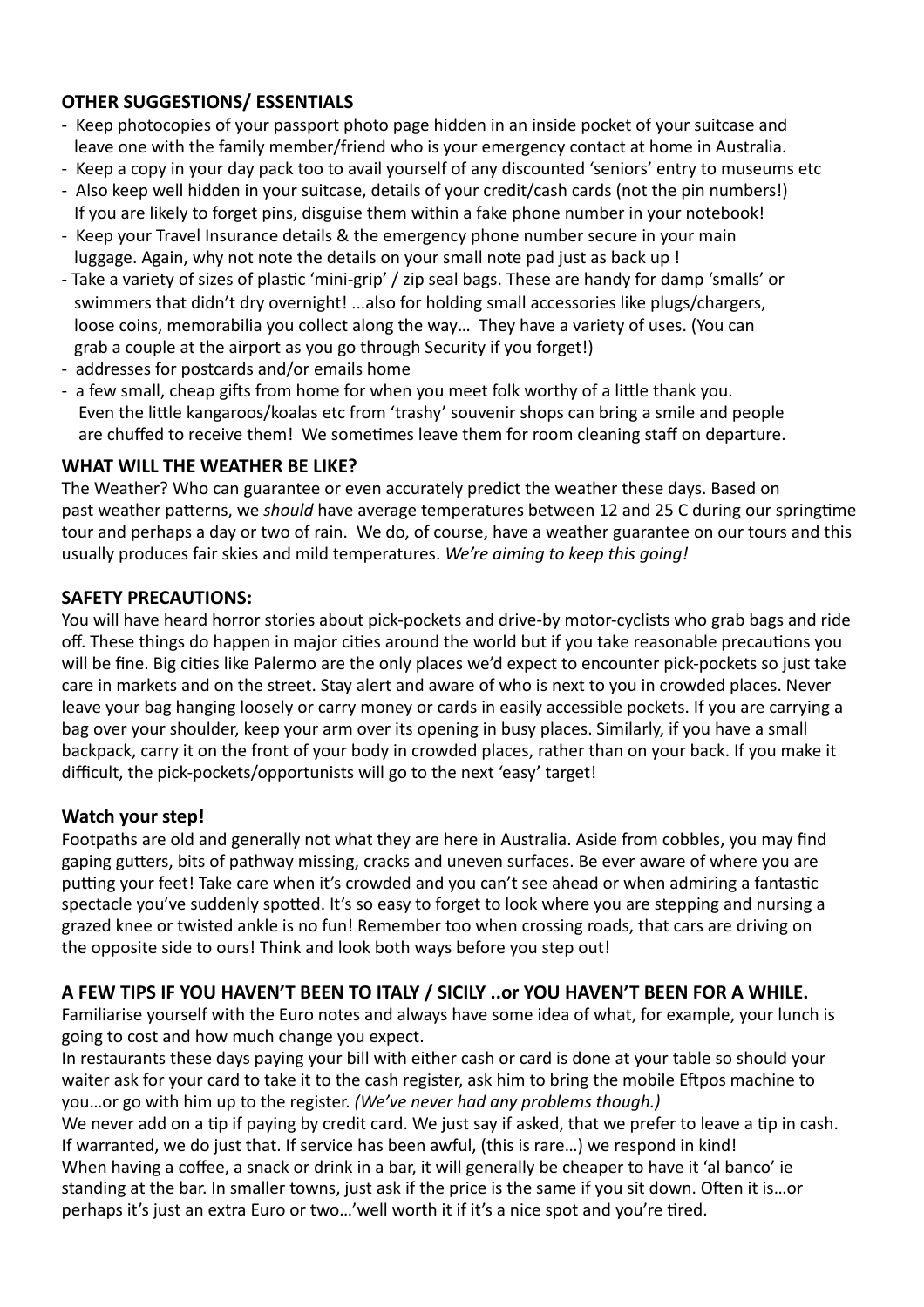## OTHER SUGGESTIONS/ ESSENTIALS

- Keep photocopies of your passport photo page hidden in an inside pocket of your suitcase and leave one with the family member/friend who is your emergency contact at home in Australia.
- Keep a copy in your day pack too to avail yourself of any discounted 'seniors' entry to museums etc
- Also keep well hidden in your suitcase, details of your credit/cash cards (not the pin numbers!) If you are likely to forget pins, disguise them within a fake phone number in your notebook!
- Keep your Travel Insurance details & the emergency phone number secure in your main luggage. Again, why not note the details on your small note pad just as back up !
- Take a variety of sizes of plastic 'mini-grip' / zip seal bags. These are handy for damp 'smalls' or swimmers that didn't dry overnight! ...also for holding small accessories like plugs/chargers, loose coins, memorabilia you collect along the way… They have a variety of uses. (You can grab a couple at the airport as you go through Security if you forget!)
- addresses for postcards and/or emails home
- a few small, cheap gifts from home for when you meet folk worthy of a little thank you. Even the little kangaroos/koalas etc from 'trashy' souvenir shops can bring a smile and people are chuffed to receive them! We sometimes leave them for room cleaning staff on departure.

## WHAT WILL THE WEATHER BE LIKE?

The Weather? Who can guarantee or even accurately predict the weather these days. Based on past weather patterns, we *should* have average temperatures between 12 and 25 C during our springtime tour and perhaps a day or two of rain. We do, of course, have a weather guarantee on our tours and this usually produces fair skies and mild temperatures. *We're aiming to keep this going!*

## SAFETY PRECAUTIONS:

You will have heard horror stories about pick-pockets and drive-by motor-cyclists who grab bags and ride off. These things do happen in major cities around the world but if you take reasonable precautions you will be fine. Big cities like Palermo are the only places we'd expect to encounter pick-pockets so just take care in markets and on the street. Stay alert and aware of who is next to you in crowded places. Never leave your bag hanging loosely or carry money or cards in easily accessible pockets. If you are carrying a bag over your shoulder, keep your arm over its opening in busy places. Similarly, if you have a small backpack, carry it on the front of your body in crowded places, rather than on your back. If you make it difficult, the pick-pockets/opportunists will go to the next 'easy' target!

### Watch your step!

Footpaths are old and generally not what they are here in Australia. Aside from cobbles, you may find gaping gutters, bits of pathway missing, cracks and uneven surfaces. Be ever aware of where you are putting your feet! Take care when it's crowded and you can't see ahead or when admiring a fantastic spectacle you've suddenly spotted. It's so easy to forget to look where you are stepping and nursing a grazed knee or twisted ankle is no fun! Remember too when crossing roads, that cars are driving on the opposite side to ours! Think and look both ways before you step out!

## A FEW TIPS IF YOU HAVEN'T BEEN TO ITALY / SICILY ..or YOU HAVEN'T BEEN FOR A WHILE.

Familiarise yourself with the Euro notes and always have some idea of what, for example, your lunch is going to cost and how much change you expect.

In restaurants these days paying your bill with either cash or card is done at your table so should your waiter ask for your card to take it to the cash register, ask him to bring the mobile Eftpos machine to you…or go with him up to the register. *(We've never had any problems though.)*

We never add on a tip if paying by credit card. We just say if asked, that we prefer to leave a tip in cash. If warranted, we do just that. If service has been awful, (this is rare…) we respond in kind!

When having a coffee, a snack or drink in a bar, it will generally be cheaper to have it 'al banco' ie standing at the bar. In smaller towns, just ask if the price is the same if you sit down. Often it is…or perhaps it's just an extra Euro or two…'well worth it if it's a nice spot and you're tired.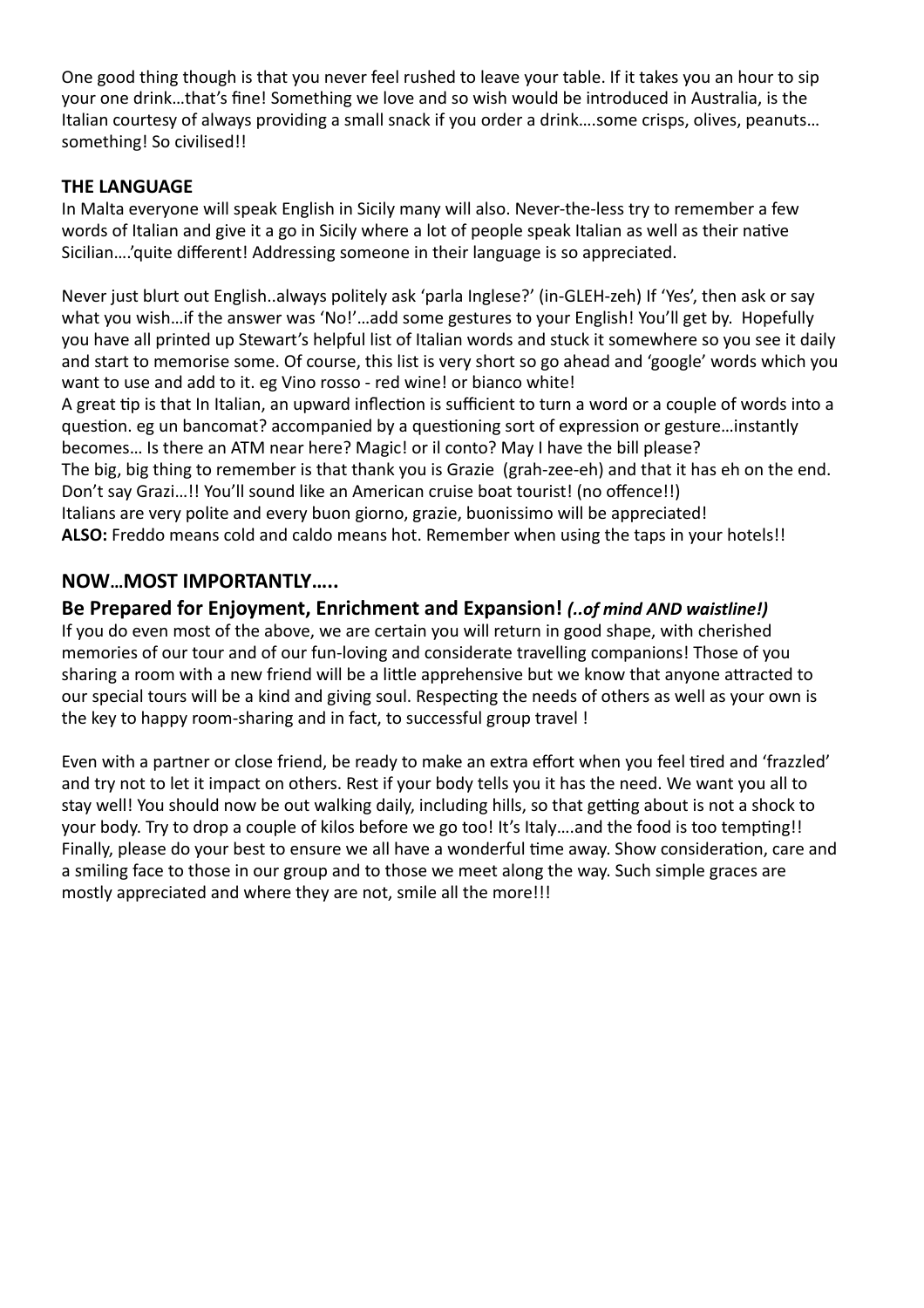One good thing though is that you never feel rushed to leave your table. If it takes you an hour to sip your one drink…that's fine! Something we love and so wish would be introduced in Australia, is the Italian courtesy of always providing a small snack if you order a drink….some crisps, olives, peanuts… something! So civilised!!

**THE LANGUAGE**

In Malta everyone will speak English in Sicily many will also. Never-the-less try to remember a few words of Italian and give it a go in Sicily where a lot of people speak Italian as well as their native Sicilian….'quite different! Addressing someone in their language is so appreciated.

Never just blurt out English..always politely ask 'parla Inglese?' (in-GLEH-zeh) If 'Yes', then ask or say what you wish…if the answer was 'No!'…add some gestures to your English! You'll get by. Hopefully you have all printed up Stewart's helpful list of Italian words and stuck it somewhere so you see it daily and start to memorise some. Of course, this list is very short so go ahead and 'google' words which you want to use and add to it. eg Vino rosso - red wine! or bianco white!

A great tip is that In Italian, an upward inflection is sufficient to turn a word or a couple of words into a question. eg un bancomat? accompanied by a questioning sort of expression or gesture…instantly becomes… Is there an ATM near here? Magic! or il conto? May I have the bill please?

The big, big thing to remember is that thank you is Grazie (grah-zee-eh) and that it has eh on the end. Don't say Grazi…!! You'll sound like an American cruise boat tourist! (no offence!!)

Italians are very polite and every buon giorno, grazie, buonissimo will be appreciated!

**ALSO:** Freddo means cold and caldo means hot. Remember when using the taps in your hotels!!

## NOW…MOST IMPORTANTLY…..

### Be Prepared for Enjoyment, Enrichment and Expansion! *(..of mind AND waistline!)*

If you do even most of the above, we are certain you will return in good shape, with cherished memories of our tour and of our fun-loving and considerate travelling companions! Those of you sharing a room with a new friend will be a little apprehensive but we know that anyone attracted to our special tours will be a kind and giving soul. Respecting the needs of others as well as your own is the key to happy room-sharing and in fact, to successful group travel !

Even with a partner or close friend, be ready to make an extra effort when you feel tired and 'frazzled' and try not to let it impact on others. Rest if your body tells you it has the need. We want you all to stay well! You should now be out walking daily, including hills, so that getting about is not a shock to your body. Try to drop a couple of kilos before we go too! It's Italy….and the food is too tempting!! Finally, please do your best to ensure we all have a wonderful time away. Show consideration, care and a smiling face to those in our group and to those we meet along the way. Such simple graces are mostly appreciated and where they are not, smile all the more!!!